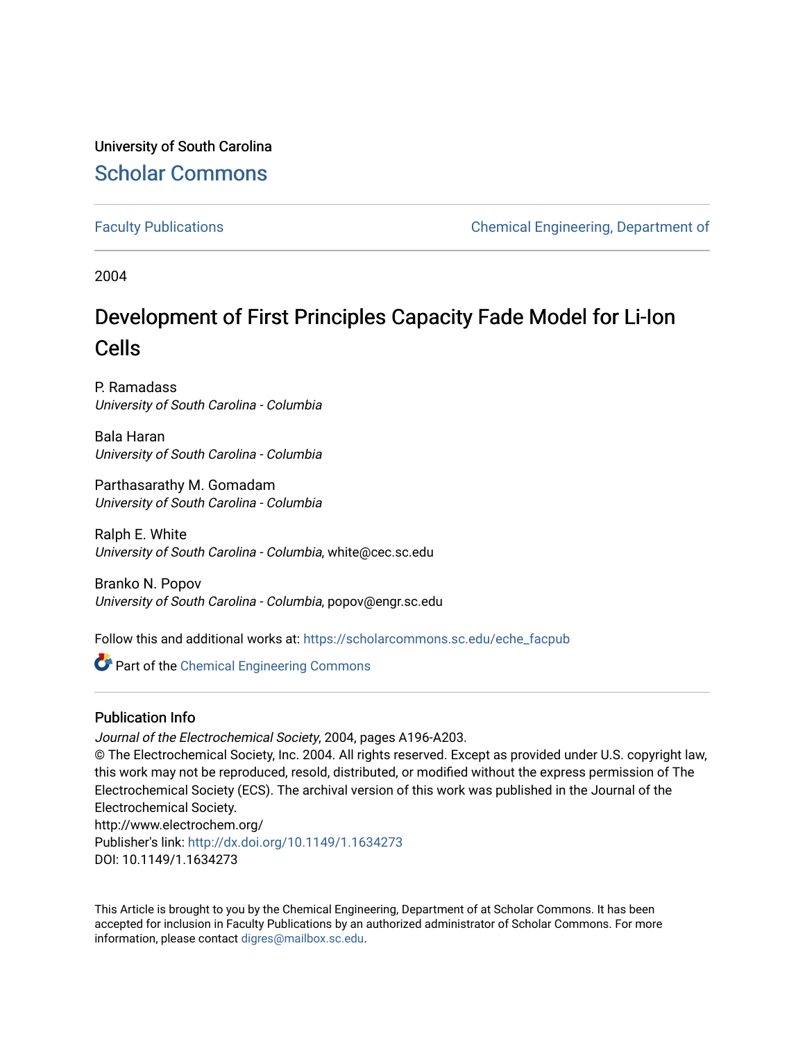University of South Carolina

Scholar Commons

Faculty Publications

Chemical Engineering, Department of

2004

# Development of First Principles Capacity Fade Model for Li-Ion Cells

P. Ramadass
*University of South Carolina - Columbia*

Bala Haran
*University of South Carolina - Columbia*

Parthasarathy M. Gomadam
*University of South Carolina - Columbia*

Ralph E. White
*University of South Carolina - Columbia*, white@cec.sc.edu

Branko N. Popov
*University of South Carolina - Columbia*, popov@engr.sc.edu

Follow this and additional works at: https://scholarcommons.sc.edu/eche_facpub

Part of the Chemical Engineering Commons

## Publication Info

*Journal of the Electrochemical Society*, 2004, pages A196-A203.
© The Electrochemical Society, Inc. 2004. All rights reserved. Except as provided under U.S. copyright law, this work may not be reproduced, resold, distributed, or modified without the express permission of The Electrochemical Society (ECS). The archival version of this work was published in the Journal of the Electrochemical Society.
http://www.electrochem.org/
Publisher's link: http://dx.doi.org/10.1149/1.1634273
DOI: 10.1149/1.1634273

This Article is brought to you by the Chemical Engineering, Department of at Scholar Commons. It has been accepted for inclusion in Faculty Publications by an authorized administrator of Scholar Commons. For more information, please contact digres@mailbox.sc.edu.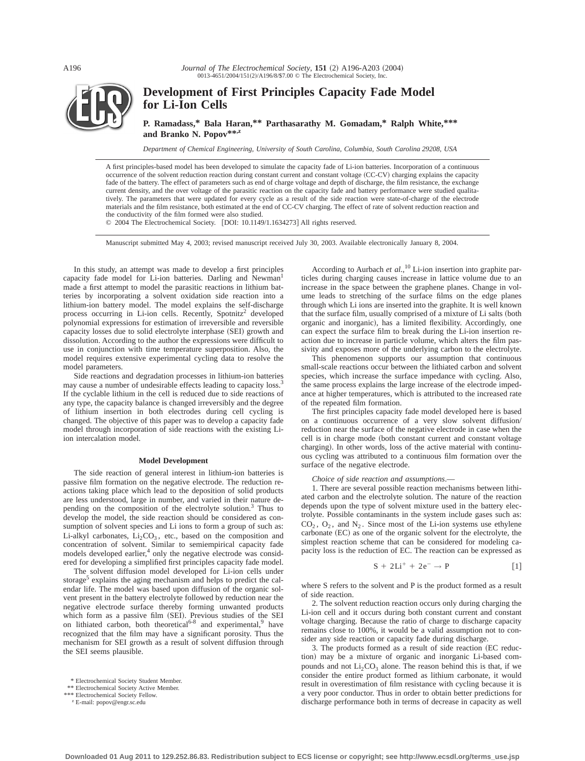# Development of First Principles Capacity Fade Model for Li-Ion Cells

**P. Ramadass,\* Bala Haran,\*\* Parthasarathy M. Gomadam,\* Ralph White,\*\*\* and Branko N. Popov\*\*,z**

*Department of Chemical Engineering, University of South Carolina, Columbia, South Carolina 29208, USA*

A first principles-based model has been developed to simulate the capacity fade of Li-ion batteries. Incorporation of a continuous occurrence of the solvent reduction reaction during constant current and constant voltage (CC-CV) charging explains the capacity fade of the battery. The effect of parameters such as end of charge voltage and depth of discharge, the film resistance, the exchange current density, and the over voltage of the parasitic reaction on the capacity fade and battery performance were studied qualitatively. The parameters that were updated for every cycle as a result of the side reaction were state-of-charge of the electrode materials and the film resistance, both estimated at the end of CC-CV charging. The effect of rate of solvent reduction reaction and the conductivity of the film formed were also studied.

© 2004 The Electrochemical Society. [DOI: 10.1149/1.1634273] All rights reserved.

Manuscript submitted May 4, 2003; revised manuscript received July 30, 2003. Available electronically January 8, 2004.

In this study, an attempt was made to develop a first principles capacity fade model for Li-ion batteries. Darling and Newman[1] made a first attempt to model the parasitic reactions in lithium batteries by incorporating a solvent oxidation side reaction into a lithium-ion battery model. The model explains the self-discharge process occurring in Li-ion cells. Recently, Spotnitz[2] developed polynomial expressions for estimation of irreversible and reversible capacity losses due to solid electrolyte interphase (SEI) growth and dissolution. According to the author the expressions were difficult to use in conjunction with time temperature superposition. Also, the model requires extensive experimental cycling data to resolve the model parameters.

Side reactions and degradation processes in lithium-ion batteries may cause a number of undesirable effects leading to capacity loss.[3] If the cyclable lithium in the cell is reduced due to side reactions of any type, the capacity balance is changed irreversibly and the degree of lithium insertion in both electrodes during cell cycling is changed. The objective of this paper was to develop a capacity fade model through incorporation of side reactions with the existing Li-ion intercalation model.

## Model Development

The side reaction of general interest in lithium-ion batteries is passive film formation on the negative electrode. The reduction reactions taking place which lead to the deposition of solid products are less understood, large in number, and varied in their nature depending on the composition of the electrolyte solution.[3] Thus to develop the model, the side reaction should be considered as consumption of solvent species and Li ions to form a group of such as: Li-alkyl carbonates, $Li_2CO_3$, etc., based on the composition and concentration of solvent. Similar to semiempirical capacity fade models developed earlier,[4] only the negative electrode was considered for developing a simplified first principles capacity fade model.

The solvent diffusion model developed for Li-ion cells under storage[5] explains the aging mechanism and helps to predict the calendar life. The model was based upon diffusion of the organic solvent present in the battery electrolyte followed by reduction near the negative electrode surface thereby forming unwanted products which form as a passive film (SEI). Previous studies of the SEI on lithiated carbon, both theoretical[6-8] and experimental,[9] have recognized that the film may have a significant porosity. Thus the mechanism for SEI growth as a result of solvent diffusion through the SEI seems plausible.

According to Aurbach *et al.*,[10] Li-ion insertion into graphite particles during charging causes increase in lattice volume due to an increase in the space between the graphene planes. Change in volume leads to stretching of the surface films on the edge planes through which Li ions are inserted into the graphite. It is well known that the surface film, usually comprised of a mixture of Li salts (both organic and inorganic), has a limited flexibility. Accordingly, one can expect the surface film to break during the Li-ion insertion reaction due to increase in particle volume, which alters the film passivity and exposes more of the underlying carbon to the electrolyte.

This phenomenon supports our assumption that continuous small-scale reactions occur between the lithiated carbon and solvent species, which increase the surface impedance with cycling. Also, the same process explains the large increase of the electrode impedance at higher temperatures, which is attributed to the increased rate of the repeated film formation.

The first principles capacity fade model developed here is based on a continuous occurrence of a very slow solvent diffusion/reduction near the surface of the negative electrode in case when the cell is in charge mode (both constant current and constant voltage charging). In other words, loss of the active material with continuous cycling was attributed to a continuous film formation over the surface of the negative electrode.

*Choice of side reaction and assumptions*.—

1. There are several possible reaction mechanisms between lithiated carbon and the electrolyte solution. The nature of the reaction depends upon the type of solvent mixture used in the battery electrolyte. Possible contaminants in the system include gases such as: $CO_2$, $O_2$, and $N_2$. Since most of the Li-ion systems use ethylene carbonate (EC) as one of the organic solvent for the electrolyte, the simplest reaction scheme that can be considered for modeling capacity loss is the reduction of EC. The reaction can be expressed as

$$S + 2Li^+ + 2e^- \rightarrow P \qquad [1]$$

where S refers to the solvent and P is the product formed as a result of side reaction.

2. The solvent reduction reaction occurs only during charging the Li-ion cell and it occurs during both constant current and constant voltage charging. Because the ratio of charge to discharge capacity remains close to 100%, it would be a valid assumption not to consider any side reaction or capacity fade during discharge.

3. The products formed as a result of side reaction (EC reduction) may be a mixture of organic and inorganic Li-based compounds and not $Li_2CO_3$ alone. The reason behind this is that, if we consider the entire product formed as lithium carbonate, it would result in overestimation of film resistance with cycling because it is a very poor conductor. Thus in order to obtain better predictions for discharge performance both in terms of decrease in capacity as well

\* Electrochemical Society Student Member.
\*\* Electrochemical Society Active Member.
\*\*\* Electrochemical Society Fellow.
z E-mail: popov@engr.sc.edu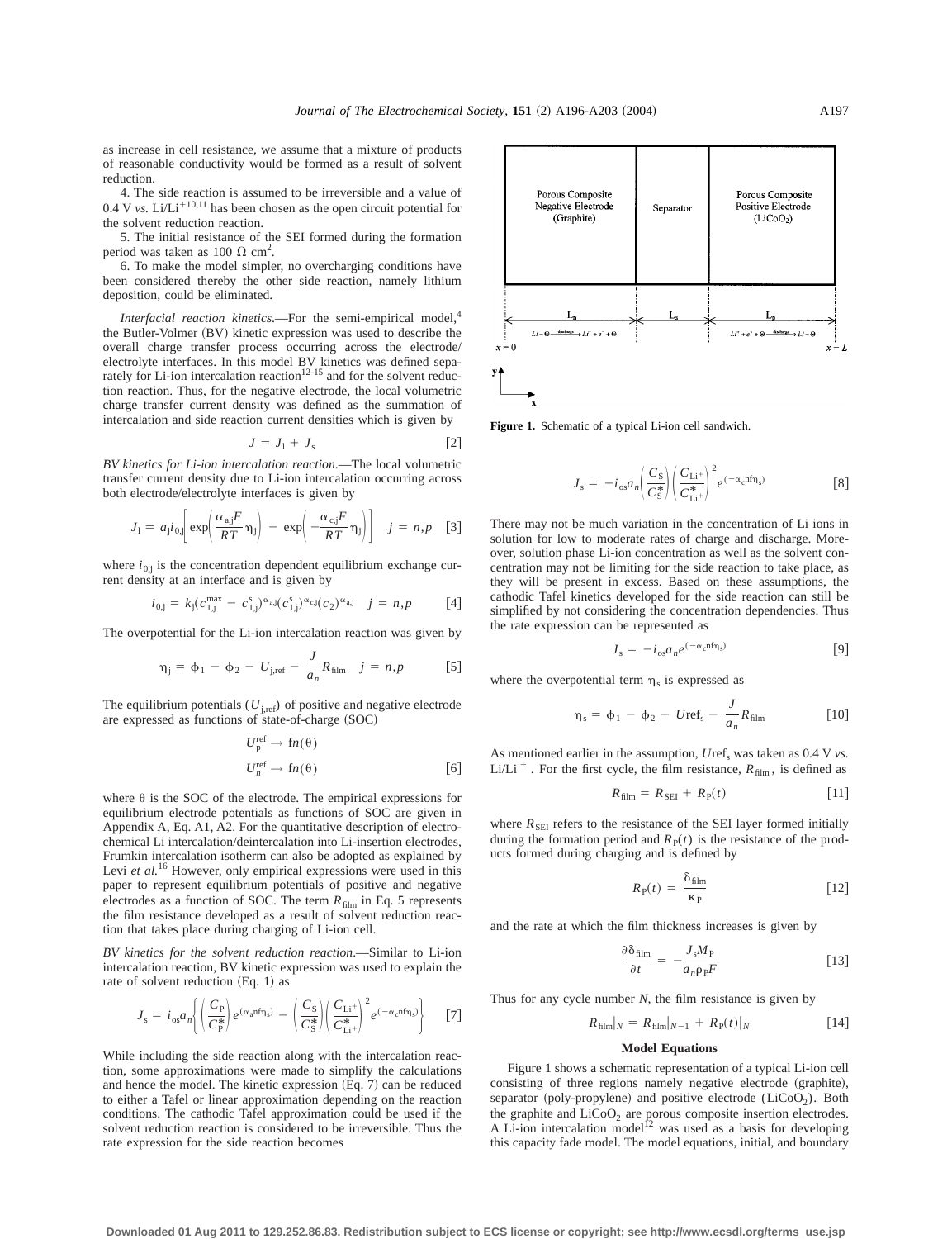as increase in cell resistance, we assume that a mixture of products of reasonable conductivity would be formed as a result of solvent reduction.

4. The side reaction is assumed to be irreversible and a value of 0.4 V *vs.* $Li/Li^{+}$[10,11] has been chosen as the open circuit potential for the solvent reduction reaction.

5. The initial resistance of the SEI formed during the formation period was taken as 100 $\Omega\ cm^2$.

6. To make the model simpler, no overcharging conditions have been considered thereby the other side reaction, namely lithium deposition, could be eliminated.

*Interfacial reaction kinetics*.—For the semi-empirical model,[4] the Butler-Volmer (BV) kinetic expression was used to describe the overall charge transfer process occurring across the electrode/electrolyte interfaces. In this model BV kinetics was defined separately for Li-ion intercalation reaction[12-15] and for the solvent reduction reaction. Thus, for the negative electrode, the local volumetric charge transfer current density was defined as the summation of intercalation and side reaction current densities which is given by

$$J = J_1 + J_s \qquad [2]$$

*BV kinetics for Li-ion intercalation reaction*.—The local volumetric transfer current density due to Li-ion intercalation occurring across both electrode/electrolyte interfaces is given by

$$J_1 = a_j i_{0,j}\left[\exp\left(\frac{\alpha_{a,j}F}{RT}\eta_j\right) - \exp\left(-\frac{\alpha_{c,j}F}{RT}\eta_j\right)\right] \quad j = n,p \qquad [3]$$

where $i_{0,j}$ is the concentration dependent equilibrium exchange current density at an interface and is given by

$$i_{0,j} = k_j(c_{1,j}^{\max} - c_{1,j}^{s})^{\alpha_{a,j}}(c_{1,j}^{s})^{\alpha_{c,j}}(c_2)^{\alpha_{a,j}} \quad j = n,p \qquad [4]$$

The overpotential for the Li-ion intercalation reaction was given by

$$\eta_j = \phi_1 - \phi_2 - U_{j,\text{ref}} - \frac{J}{a_n}R_{\text{film}} \quad j = n,p \qquad [5]$$

The equilibrium potentials ($U_{j,\text{ref}}$) of positive and negative electrode are expressed as functions of state-of-charge (SOC)

$$U_p^{\text{ref}} \rightarrow \text{fn}(\theta)$$
$$U_n^{\text{ref}} \rightarrow \text{fn}(\theta) \qquad [6]$$

where $\theta$ is the SOC of the electrode. The empirical expressions for equilibrium electrode potentials as functions of SOC are given in Appendix A, Eq. A1, A2. For the quantitative description of electrochemical Li intercalation/deintercalation into Li-insertion electrodes, Frumkin intercalation isotherm can also be adopted as explained by Levi *et al.*[16] However, only empirical expressions were used in this paper to represent equilibrium potentials of positive and negative electrodes as a function of SOC. The term $R_{\text{film}}$ in Eq. 5 represents the film resistance developed as a result of solvent reduction reaction that takes place during charging of Li-ion cell.

*BV kinetics for the solvent reduction reaction*.—Similar to Li-ion intercalation reaction, BV kinetic expression was used to explain the rate of solvent reduction (Eq. 1) as

$$J_s = i_{os}a_n\left\{\left(\frac{C_P}{C_P^*}\right)e^{(\alpha_a nf\eta_s)} - \left(\frac{C_S}{C_S^*}\right)\left(\frac{C_{Li^+}}{C_{Li^+}^*}\right)^2 e^{(-\alpha_c nf\eta_s)}\right\} \qquad [7]$$

While including the side reaction along with the intercalation reaction, some approximations were made to simplify the calculations and hence the model. The kinetic expression (Eq. 7) can be reduced to either a Tafel or linear approximation depending on the reaction conditions. The cathodic Tafel approximation could be used if the solvent reduction reaction is considered to be irreversible. Thus the rate expression for the side reaction becomes

$$J_s = -i_{os}a_n\left(\frac{C_S}{C_S^*}\right)\left(\frac{C_{Li^+}}{C_{Li^+}^*}\right)^2 e^{(-\alpha_c nf\eta_s)} \qquad [8]$$

There may not be much variation in the concentration of Li ions in solution for low to moderate rates of charge and discharge. Moreover, solution phase Li-ion concentration as well as the solvent concentration may not be limiting for the side reaction to take place, as they will be present in excess. Based on these assumptions, the cathodic Tafel kinetics developed for the side reaction can still be simplified by not considering the concentration dependencies. Thus the rate expression can be represented as

$$J_s = -i_{os}a_n e^{(-\alpha_c nf\eta_s)} \qquad [9]$$

where the overpotential term $\eta_s$ is expressed as

$$\eta_s = \phi_1 - \phi_2 - U\text{ref}_s - \frac{J}{a_n}R_{\text{film}} \qquad [10]$$

As mentioned earlier in the assumption, $U\text{ref}_s$ was taken as 0.4 V *vs.* $Li/Li^+$. For the first cycle, the film resistance, $R_{\text{film}}$, is defined as

$$R_{\text{film}} = R_{\text{SEI}} + R_P(t) \qquad [11]$$

where $R_{\text{SEI}}$ refers to the resistance of the SEI layer formed initially during the formation period and $R_P(t)$ is the resistance of the products formed during charging and is defined by

$$R_P(t) = \frac{\delta_{\text{film}}}{\kappa_P} \qquad [12]$$

and the rate at which the film thickness increases is given by

$$\frac{\partial \delta_{\text{film}}}{\partial t} = -\frac{J_s M_P}{a_n \rho_P F} \qquad [13]$$

Thus for any cycle number $N$, the film resistance is given by

$$R_{\text{film}}|_N = R_{\text{film}}|_{N-1} + R_P(t)|_N \qquad [14]$$

Figure 1. Schematic of a typical Li-ion cell sandwich.

## Model Equations

Figure 1 shows a schematic representation of a typical Li-ion cell consisting of three regions namely negative electrode (graphite), separator (poly-propylene) and positive electrode ($LiCoO_2$). Both the graphite and $LiCoO_2$ are porous composite insertion electrodes. A Li-ion intercalation model[12] was used as a basis for developing this capacity fade model. The model equations, initial, and boundary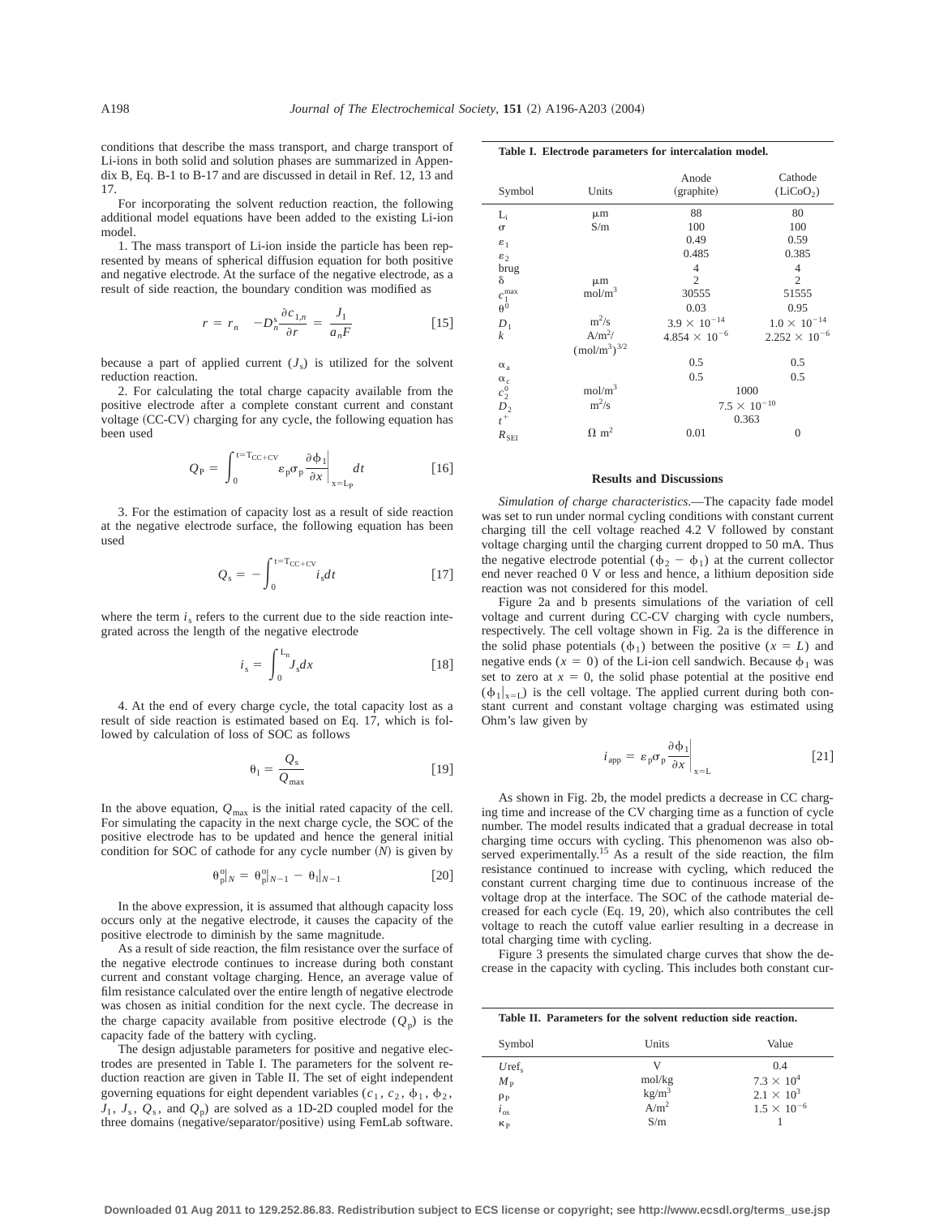conditions that describe the mass transport, and charge transport of Li-ions in both solid and solution phases are summarized in Appendix B, Eq. B-1 to B-17 and are discussed in detail in Ref. 12, 13 and 17.

For incorporating the solvent reduction reaction, the following additional model equations have been added to the existing Li-ion model.

1. The mass transport of Li-ion inside the particle has been represented by means of spherical diffusion equation for both positive and negative electrode. At the surface of the negative electrode, as a result of side reaction, the boundary condition was modified as

$$r = r_n \quad -D_n^s \frac{\partial c_{1,n}}{\partial r} = \frac{J_1}{a_n F} \qquad [15]$$

because a part of applied current ($J_s$) is utilized for the solvent reduction reaction.

2. For calculating the total charge capacity available from the positive electrode after a complete constant current and constant voltage (CC-CV) charging for any cycle, the following equation has been used

$$Q_P = \int_0^{t=T_{CC+CV}} \varepsilon_p \sigma_p \left.\frac{\partial \phi_1}{\partial x}\right|_{x=L_P} dt \qquad [16]$$

3. For the estimation of capacity lost as a result of side reaction at the negative electrode surface, the following equation has been used

$$Q_s = -\int_0^{t=T_{CC+CV}} i_s dt \qquad [17]$$

where the term $i_s$ refers to the current due to the side reaction integrated across the length of the negative electrode

$$i_s = \int_0^{L_n} J_s dx \qquad [18]$$

4. At the end of every charge cycle, the total capacity lost as a result of side reaction is estimated based on Eq. 17, which is followed by calculation of loss of SOC as follows

$$\theta_1 = \frac{Q_s}{Q_{max}} \qquad [19]$$

In the above equation, $Q_{max}$ is the initial rated capacity of the cell. For simulating the capacity in the next charge cycle, the SOC of the positive electrode has to be updated and hence the general initial condition for SOC of cathode for any cycle number ($N$) is given by

$$\theta_p^o|_N = \theta_p^o|_{N-1} - \theta_1|_{N-1} \qquad [20]$$

In the above expression, it is assumed that although capacity loss occurs only at the negative electrode, it causes the capacity of the positive electrode to diminish by the same magnitude.

As a result of side reaction, the film resistance over the surface of the negative electrode continues to increase during both constant current and constant voltage charging. Hence, an average value of film resistance calculated over the entire length of negative electrode was chosen as initial condition for the next cycle. The decrease in the charge capacity available from positive electrode ($Q_p$) is the capacity fade of the battery with cycling.

The design adjustable parameters for positive and negative electrodes are presented in Table I. The parameters for the solvent reduction reaction are given in Table II. The set of eight independent governing equations for eight dependent variables ($c_1$, $c_2$, $\phi_1$, $\phi_2$, $J_1$, $J_s$, $Q_s$, and $Q_p$) are solved as a 1D-2D coupled model for the three domains (negative/separator/positive) using FemLab software.

**Table I. Electrode parameters for intercalation model.**

| Symbol | Units | Anode (graphite) | Cathode ($LiCoO_2$) |
|---|---|---|---|
| $L_i$ | μm | 88 | 80 |
| $\sigma$ | S/m | 100 | 100 |
| $\varepsilon_1$ | | 0.49 | 0.59 |
| $\varepsilon_2$ | | 0.485 | 0.385 |
| brug | | 4 | 4 |
| $\delta$ | μm | 2 | 2 |
| $c_1^{max}$ | $mol/m^3$ | 30555 | 51555 |
| $\theta^0$ | | 0.03 | 0.95 |
| $D_1$ | $m^2/s$ | $3.9 \times 10^{-14}$ | $1.0 \times 10^{-14}$ |
| $k$ | $A/m^2/(mol/m^3)^{3/2}$ | $4.854 \times 10^{-6}$ | $2.252 \times 10^{-6}$ |
| $\alpha_a$ | | 0.5 | 0.5 |
| $\alpha_c$ | | 0.5 | 0.5 |
| $c_2^0$ | $mol/m^3$ | 1000 | |
| $D_2$ | $m^2/s$ | $7.5 \times 10^{-10}$ | |
| $t^+$ | | 0.363 | |
| $R_{SEI}$ | $\Omega\ m^2$ | 0.01 | 0 |

## Results and Discussions

*Simulation of charge characteristics.*—The capacity fade model was set to run under normal cycling conditions with constant current charging till the cell voltage reached 4.2 V followed by constant voltage charging until the charging current dropped to 50 mA. Thus the negative electrode potential ($\phi_2 - \phi_1$) at the current collector end never reached 0 V or less and hence, a lithium deposition side reaction was not considered for this model.

Figure 2a and b presents simulations of the variation of cell voltage and current during CC-CV charging with cycle numbers, respectively. The cell voltage shown in Fig. 2a is the difference in the solid phase potentials ($\phi_1$) between the positive ($x = L$) and negative ends ($x = 0$) of the Li-ion cell sandwich. Because $\phi_1$ was set to zero at $x = 0$, the solid phase potential at the positive end ($\phi_1|_{x=L}$) is the cell voltage. The applied current during both constant current and constant voltage charging was estimated using Ohm's law given by

$$i_{app} = \varepsilon_p \sigma_p \left.\frac{\partial \phi_1}{\partial x}\right|_{x=L} \qquad [21]$$

As shown in Fig. 2b, the model predicts a decrease in CC charging time and increase of the CV charging time as a function of cycle number. The model results indicated that a gradual decrease in total charging time occurs with cycling. This phenomenon was also observed experimentally.[15] As a result of the side reaction, the film resistance continued to increase with cycling, which reduced the constant current charging time due to continuous increase of the voltage drop at the interface. The SOC of the cathode material decreased for each cycle (Eq. 19, 20), which also contributes the cell voltage to reach the cutoff value earlier resulting in a decrease in total charging time with cycling.

Figure 3 presents the simulated charge curves that show the decrease in the capacity with cycling. This includes both constant cur-

**Table II. Parameters for the solvent reduction side reaction.**

| Symbol | Units | Value |
|---|---|---|
| $Uref_s$ | V | 0.4 |
| $M_P$ | mol/kg | $7.3 \times 10^4$ |
| $\rho_P$ | $kg/m^3$ | $2.1 \times 10^3$ |
| $i_{os}$ | $A/m^2$ | $1.5 \times 10^{-6}$ |
| $\kappa_P$ | S/m | 1 |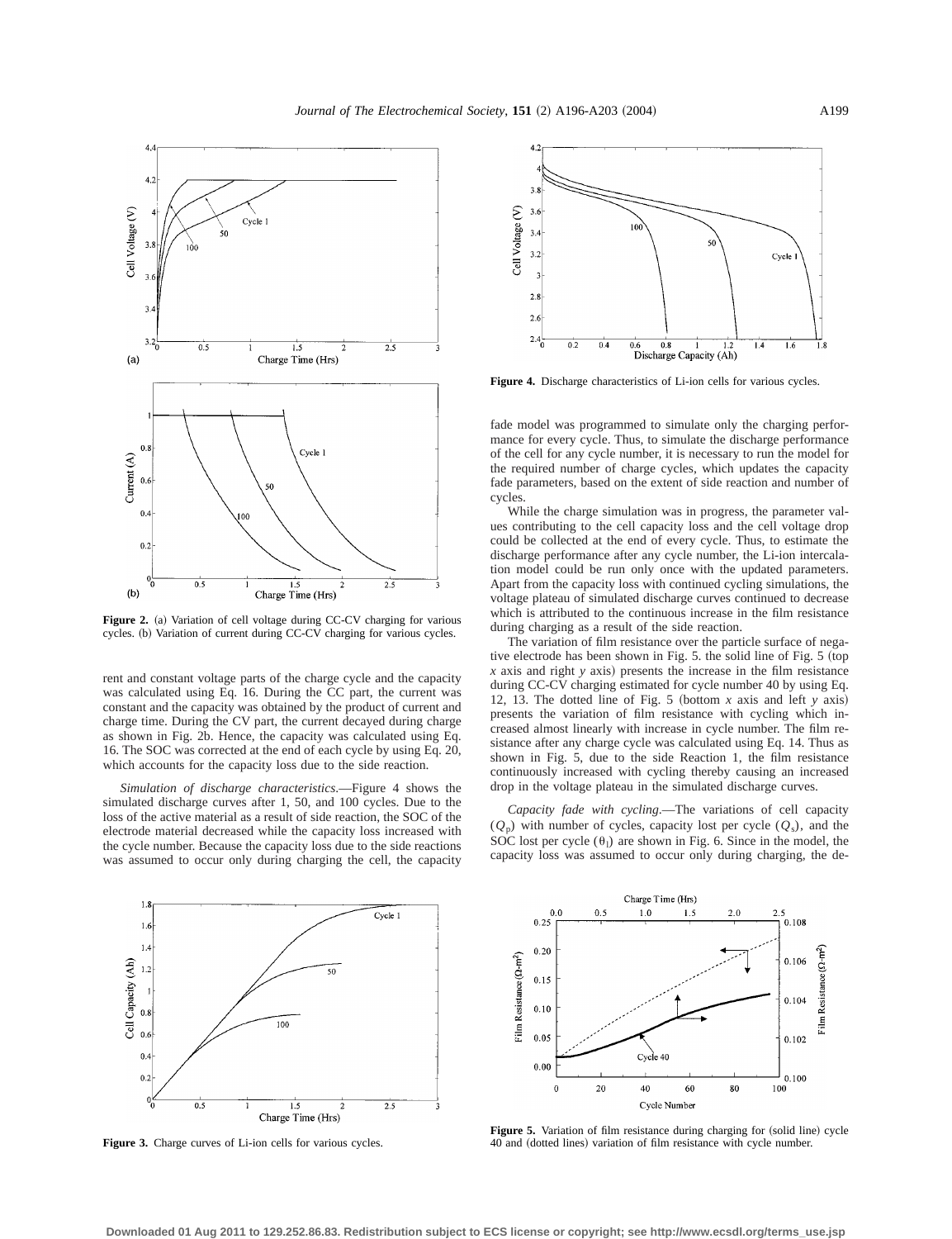Figure 2. (a) Variation of cell voltage during CC-CV charging for various cycles. (b) Variation of current during CC-CV charging for various cycles.

rent and constant voltage parts of the charge cycle and the capacity was calculated using Eq. 16. During the CC part, the current was constant and the capacity was obtained by the product of current and charge time. During the CV part, the current decayed during charge as shown in Fig. 2b. Hence, the capacity was calculated using Eq. 16. The SOC was corrected at the end of each cycle by using Eq. 20, which accounts for the capacity loss due to the side reaction.

*Simulation of discharge characteristics.*—Figure 4 shows the simulated discharge curves after 1, 50, and 100 cycles. Due to the loss of the active material as a result of side reaction, the SOC of the electrode material decreased while the capacity loss increased with the cycle number. Because the capacity loss due to the side reactions was assumed to occur only during charging the cell, the capacity fade model was programmed to simulate only the charging performance for every cycle. Thus, to simulate the discharge performance of the cell for any cycle number, it is necessary to run the model for the required number of charge cycles, which updates the capacity fade parameters, based on the extent of side reaction and number of cycles.

While the charge simulation was in progress, the parameter values contributing to the cell capacity loss and the cell voltage drop could be collected at the end of every cycle. Thus, to estimate the discharge performance after any cycle number, the Li-ion intercalation model could be run only once with the updated parameters. Apart from the capacity loss with continued cycling simulations, the voltage plateau of simulated discharge curves continued to decrease which is attributed to the continuous increase in the film resistance during charging as a result of the side reaction.

The variation of film resistance over the particle surface of negative electrode has been shown in Fig. 5. the solid line of Fig. 5 (top $x$ axis and right $y$ axis) presents the increase in the film resistance during CC-CV charging estimated for cycle number 40 by using Eq. 12, 13. The dotted line of Fig. 5 (bottom $x$ axis and left $y$ axis) presents the variation of film resistance with cycling which increased almost linearly with increase in cycle number. The film resistance after any charge cycle was calculated using Eq. 14. Thus as shown in Fig. 5, due to the side Reaction 1, the film resistance continuously increased with cycling thereby causing an increased drop in the voltage plateau in the simulated discharge curves.

*Capacity fade with cycling.*—The variations of cell capacity ($Q_p$) with number of cycles, capacity lost per cycle ($Q_s$), and the SOC lost per cycle ($\theta_1$) are shown in Fig. 6. Since in the model, the capacity loss was assumed to occur only during charging, the de-

Figure 3. Charge curves of Li-ion cells for various cycles.

Figure 4. Discharge characteristics of Li-ion cells for various cycles.

Figure 5. Variation of film resistance during charging for (solid line) cycle 40 and (dotted lines) variation of film resistance with cycle number.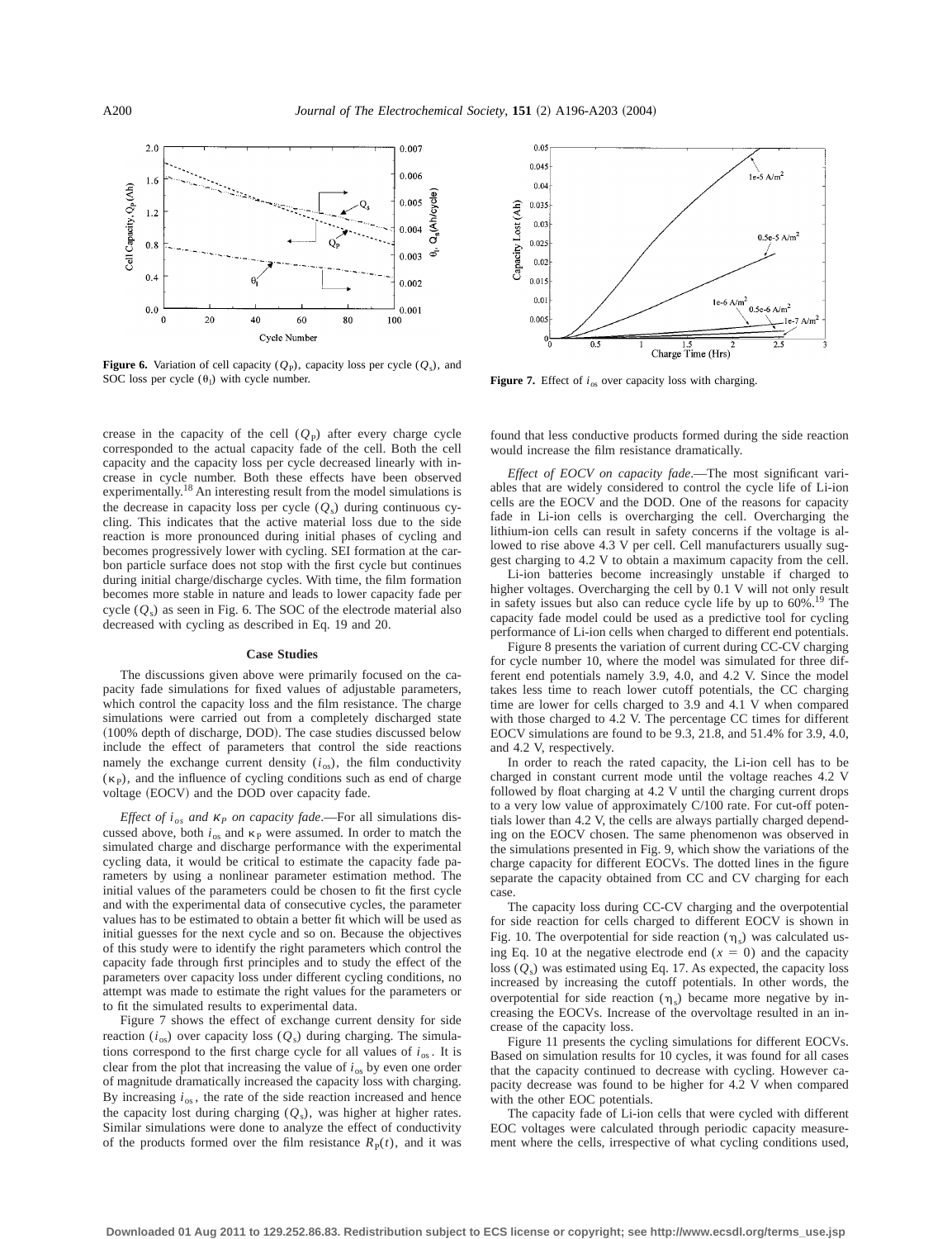**Figure 6.** Variation of cell capacity ($Q_P$), capacity loss per cycle ($Q_s$), and SOC loss per cycle ($\theta_l$) with cycle number.

**Figure 7.** Effect of $i_{os}$ over capacity loss with charging.

crease in the capacity of the cell ($Q_P$) after every charge cycle corresponded to the actual capacity fade of the cell. Both the cell capacity and the capacity loss per cycle decreased linearly with increase in cycle number. Both these effects have been observed experimentally.[18] An interesting result from the model simulations is the decrease in capacity loss per cycle ($Q_s$) during continuous cycling. This indicates that the active material loss due to the side reaction is more pronounced during initial phases of cycling and becomes progressively lower with cycling. SEI formation at the carbon particle surface does not stop with the first cycle but continues during initial charge/discharge cycles. With time, the film formation becomes more stable in nature and leads to lower capacity fade per cycle ($Q_s$) as seen in Fig. 6. The SOC of the electrode material also decreased with cycling as described in Eq. 19 and 20.

## Case Studies

The discussions given above were primarily focused on the capacity fade simulations for fixed values of adjustable parameters, which control the capacity loss and the film resistance. The charge simulations were carried out from a completely discharged state (100% depth of discharge, DOD). The case studies discussed below include the effect of parameters that control the side reactions namely the exchange current density ($i_{os}$), the film conductivity ($\kappa_P$), and the influence of cycling conditions such as end of charge voltage (EOCV) and the DOD over capacity fade.

*Effect of $i_{os}$ and $\kappa_P$ on capacity fade.*—For all simulations discussed above, both $i_{os}$ and $\kappa_P$ were assumed. In order to match the simulated charge and discharge performance with the experimental cycling data, it would be critical to estimate the capacity fade parameters by using a nonlinear parameter estimation method. The initial values of the parameters could be chosen to fit the first cycle and with the experimental data of consecutive cycles, the parameter values has to be estimated to obtain a better fit which will be used as initial guesses for the next cycle and so on. Because the objectives of this study were to identify the right parameters which control the capacity fade through first principles and to study the effect of the parameters over capacity loss under different cycling conditions, no attempt was made to estimate the right values for the parameters or to fit the simulated results to experimental data.

Figure 7 shows the effect of exchange current density for side reaction ($i_{os}$) over capacity loss ($Q_s$) during charging. The simulations correspond to the first charge cycle for all values of $i_{os}$. It is clear from the plot that increasing the value of $i_{os}$ by even one order of magnitude dramatically increased the capacity loss with charging. By increasing $i_{os}$, the rate of the side reaction increased and hence the capacity lost during charging ($Q_s$), was higher at higher rates. Similar simulations were done to analyze the effect of conductivity of the products formed over the film resistance $R_P(t)$, and it was found that less conductive products formed during the side reaction would increase the film resistance dramatically.

*Effect of EOCV on capacity fade.*—The most significant variables that are widely considered to control the cycle life of Li-ion cells are the EOCV and the DOD. One of the reasons for capacity fade in Li-ion cells is overcharging the cell. Overcharging the lithium-ion cells can result in safety concerns if the voltage is allowed to rise above 4.3 V per cell. Cell manufacturers usually suggest charging to 4.2 V to obtain a maximum capacity from the cell.

Li-ion batteries become increasingly unstable if charged to higher voltages. Overcharging the cell by 0.1 V will not only result in safety issues but also can reduce cycle life by up to 60%.[19] The capacity fade model could be used as a predictive tool for cycling performance of Li-ion cells when charged to different end potentials.

Figure 8 presents the variation of current during CC-CV charging for cycle number 10, where the model was simulated for three different end potentials namely 3.9, 4.0, and 4.2 V. Since the model takes less time to reach lower cutoff potentials, the CC charging time are lower for cells charged to 3.9 and 4.1 V when compared with those charged to 4.2 V. The percentage CC times for different EOCV simulations are found to be 9.3, 21.8, and 51.4% for 3.9, 4.0, and 4.2 V, respectively.

In order to reach the rated capacity, the Li-ion cell has to be charged in constant current mode until the voltage reaches 4.2 V followed by float charging at 4.2 V until the charging current drops to a very low value of approximately C/100 rate. For cut-off potentials lower than 4.2 V, the cells are always partially charged depending on the EOCV chosen. The same phenomenon was observed in the simulations presented in Fig. 9, which show the variations of the charge capacity for different EOCVs. The dotted lines in the figure separate the capacity obtained from CC and CV charging for each case.

The capacity loss during CC-CV charging and the overpotential for side reaction for cells charged to different EOCV is shown in Fig. 10. The overpotential for side reaction ($\eta_s$) was calculated using Eq. 10 at the negative electrode end ($x = 0$) and the capacity loss ($Q_s$) was estimated using Eq. 17. As expected, the capacity loss increased by increasing the cutoff potentials. In other words, the overpotential for side reaction ($\eta_s$) became more negative by increasing the EOCVs. Increase of the overvoltage resulted in an increase of the capacity loss.

Figure 11 presents the cycling simulations for different EOCVs. Based on simulation results for 10 cycles, it was found for all cases that the capacity continued to decrease with cycling. However capacity decrease was found to be higher for 4.2 V when compared with the other EOC potentials.

The capacity fade of Li-ion cells that were cycled with different EOC voltages were calculated through periodic capacity measurement where the cells, irrespective of what cycling conditions used,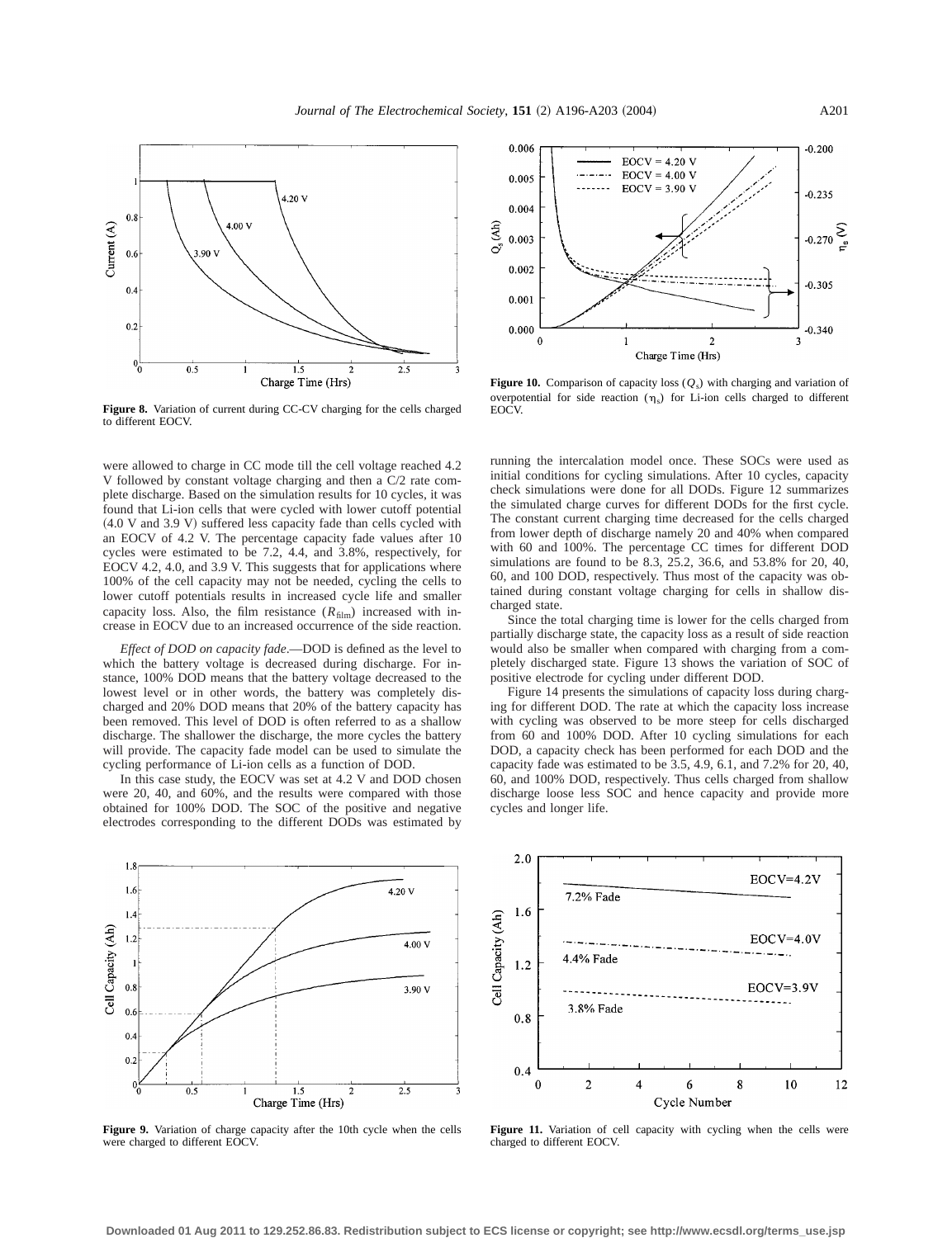**Figure 8.** Variation of current during CC-CV charging for the cells charged to different EOCV.

**Figure 10.** Comparison of capacity loss ($Q_s$) with charging and variation of overpotential for side reaction ($\eta_s$) for Li-ion cells charged to different EOCV.

were allowed to charge in CC mode till the cell voltage reached 4.2 V followed by constant voltage charging and then a C/2 rate complete discharge. Based on the simulation results for 10 cycles, it was found that Li-ion cells that were cycled with lower cutoff potential (4.0 V and 3.9 V) suffered less capacity fade than cells cycled with an EOCV of 4.2 V. The percentage capacity fade values after 10 cycles were estimated to be 7.2, 4.4, and 3.8%, respectively, for EOCV 4.2, 4.0, and 3.9 V. This suggests that for applications where 100% of the cell capacity may not be needed, cycling the cells to lower cutoff potentials results in increased cycle life and smaller capacity loss. Also, the film resistance ($R_{\text{film}}$) increased with increase in EOCV due to an increased occurrence of the side reaction.

*Effect of DOD on capacity fade*.—DOD is defined as the level to which the battery voltage is decreased during discharge. For instance, 100% DOD means that the battery voltage decreased to the lowest level or in other words, the battery was completely discharged and 20% DOD means that 20% of the battery capacity has been removed. This level of DOD is often referred to as a shallow discharge. The shallower the discharge, the more cycles the battery will provide. The capacity fade model can be used to simulate the cycling performance of Li-ion cells as a function of DOD.

In this case study, the EOCV was set at 4.2 V and DOD chosen were 20, 40, and 60%, and the results were compared with those obtained for 100% DOD. The SOC of the positive and negative electrodes corresponding to the different DODs was estimated by running the intercalation model once. These SOCs were used as initial conditions for cycling simulations. After 10 cycles, capacity check simulations were done for all DODs. Figure 12 summarizes the simulated charge curves for different DODs for the first cycle. The constant current charging time decreased for the cells charged from lower depth of discharge namely 20 and 40% when compared with 60 and 100%. The percentage CC times for different DOD simulations are found to be 8.3, 25.2, 36.6, and 53.8% for 20, 40, 60, and 100 DOD, respectively. Thus most of the capacity was obtained during constant voltage charging for cells in shallow discharged state.

Since the total charging time is lower for the cells charged from partially discharge state, the capacity loss as a result of side reaction would also be smaller when compared with charging from a completely discharged state. Figure 13 shows the variation of SOC of positive electrode for cycling under different DOD.

Figure 14 presents the simulations of capacity loss during charging for different DOD. The rate at which the capacity loss increase with cycling was observed to be more steep for cells discharged from 60 and 100% DOD. After 10 cycling simulations for each DOD, a capacity check has been performed for each DOD and the capacity fade was estimated to be 3.5, 4.9, 6.1, and 7.2% for 20, 40, 60, and 100% DOD, respectively. Thus cells charged from shallow discharge loose less SOC and hence capacity and provide more cycles and longer life.

**Figure 9.** Variation of charge capacity after the 10th cycle when the cells were charged to different EOCV.

**Figure 11.** Variation of cell capacity with cycling when the cells were charged to different EOCV.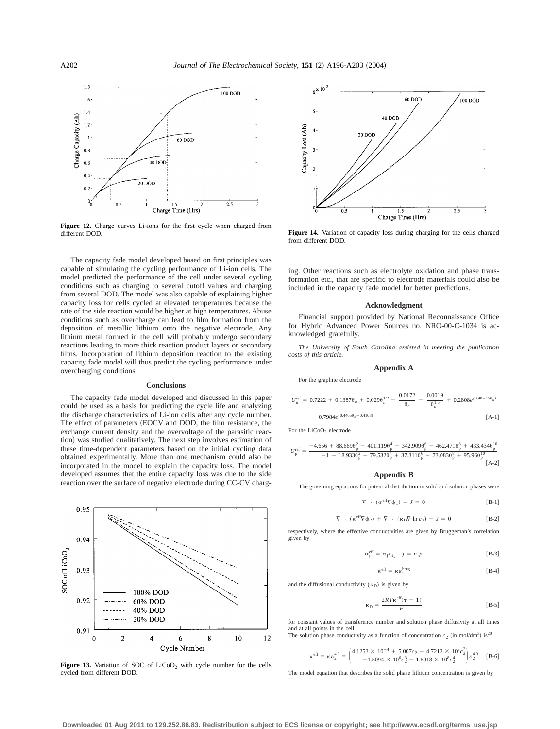**Figure 12.** Charge curves Li-ions for the first cycle when charged from different DOD.

**Figure 14.** Variation of capacity loss during charging for the cells charged from different DOD.

The capacity fade model developed based on first principles was capable of simulating the cycling performance of Li-ion cells. The model predicted the performance of the cell under several cycling conditions such as charging to several cutoff values and charging from several DOD. The model was also capable of explaining higher capacity loss for cells cycled at elevated temperatures because the rate of the side reaction would be higher at high temperatures. Abuse conditions such as overcharge can lead to film formation from the deposition of metallic lithium onto the negative electrode. Any lithium metal formed in the cell will probably undergo secondary reactions leading to more thick reaction product layers or secondary films. Incorporation of lithium deposition reaction to the existing capacity fade model will thus predict the cycling performance under overcharging conditions.

## Conclusions

The capacity fade model developed and discussed in this paper could be used as a basis for predicting the cycle life and analyzing the discharge characteristics of Li-ion cells after any cycle number. The effect of parameters (EOCV and DOD, the film resistance, the exchange current density and the overvoltage of the parasitic reaction) was studied qualitatively. The next step involves estimation of these time-dependent parameters based on the initial cycling data obtained experimentally. More than one mechanism could also be incorporated in the model to explain the capacity loss. The model developed assumes that the entire capacity loss was due to the side reaction over the surface of negative electrode during CC-CV charging. Other reactions such as electrolyte oxidation and phase transformation etc., that are specific to electrode materials could also be included in the capacity fade model for better predictions.

**Figure 13.** Variation of SOC of $LiCoO_2$ with cycle number for the cells cycled from different DOD.

## Acknowledgment

Financial support provided by National Reconnaissance Office for Hybrid Advanced Power Sources no. NRO-00-C-1034 is acknowledged gratefully.

*The University of South Carolina assisted in meeting the publication costs of this article.*

## Appendix A

For the graphite electrode

$$U_n^{\text{ref}} = 0.7222 + 0.1387\theta_n + 0.029\theta_n^{1/2} - \frac{0.0172}{\theta_n} + \frac{0.0019}{\theta_n^{1.5}} + 0.2808e^{(0.90-15\theta_n)} - 0.7984e^{(0.4465\theta_n - 0.4108)} \quad \text{[A-1]}$$

For the $LiCoO_2$ electrode

$$U_p^{\text{ref}} = \frac{-4.656 + 88.669\theta_p^2 - 401.119\theta_p^4 + 342.909\theta_p^6 - 462.471\theta_p^8 + 433.434\theta_p^{10}}{-1 + 18.933\theta_p^2 - 79.532\theta_p^4 + 37.311\theta_p^6 - 73.083\theta_p^8 + 95.96\theta_p^{10}} \quad \text{[A-2]}$$

## Appendix B

The governing equations for potential distribution in solid and solution phases were

$$\nabla \cdot (\sigma^{\text{eff}}\nabla\phi_1) - J = 0 \quad \text{[B-1]}$$

$$\nabla \cdot (\kappa^{\text{eff}}\nabla\phi_2) + \nabla \cdot (\kappa_D\nabla \ln c_2) + J = 0 \quad \text{[B-2]}$$

respectively, where the effective conductivities are given by Bruggeman's correlation given by

$$\sigma_j^{\text{eff}} = \sigma_j\varepsilon_{1,j} \quad j = n,p \quad \text{[B-3]}$$

$$\kappa^{\text{eff}} = \kappa\varepsilon_2^{\text{brug}} \quad \text{[B-4]}$$

and the diffusional conductivity ($\kappa_D$) is given by

$$\kappa_D = \frac{2RT\kappa^{\text{eff}}(\tau - 1)}{F} \quad \text{[B-5]}$$

for constant values of transference number and solution phase diffusivity at all times and at all points in the cell.

The solution phase conductivity as a function of concentration $c_2$ (in mol/dm³) is[20]

$$\kappa^{\text{eff}} = \kappa\varepsilon_2^{4.0} = \begin{pmatrix} 4.1253 \times 10^{-4} + 5.007c_2 - 4.7212 \times 10^3c_2^2 \\ +1.5094 \times 10^6c_2^3 - 1.6018 \times 10^8c_2^4 \end{pmatrix}\varepsilon_2^{4.0} \quad \text{[B-6]}$$

The model equation that describes the solid phase lithium concentration is given by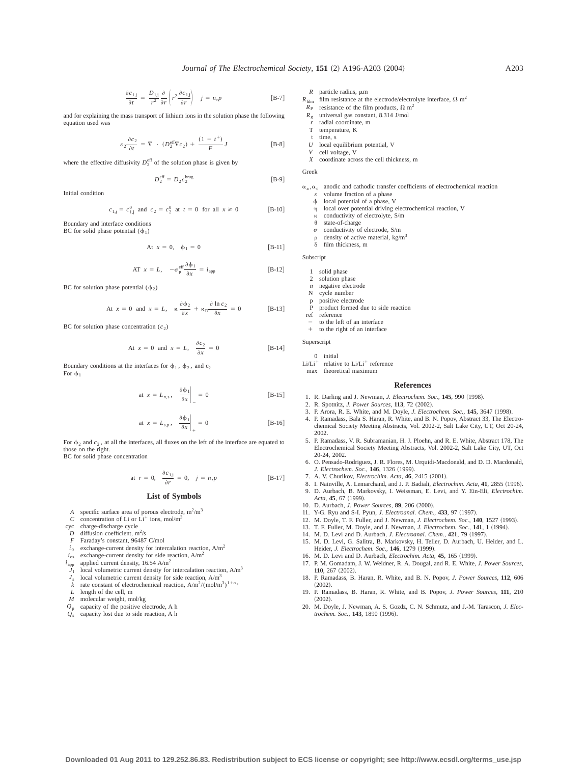$$\frac{\partial c_{1,j}}{\partial t} = \frac{D_{1,j}}{r^2}\frac{\partial}{\partial r}\left(r^2\frac{\partial c_{1,j}}{\partial r}\right) \quad j = n,p \tag{B-7}$$

and for explaining the mass transport of lithium ions in the solution phase the following equation used was

$$\varepsilon_2\frac{\partial c_2}{\partial t} = \nabla \cdot (D_2^{\text{eff}}\nabla c_2) + \frac{(1 - t^+)}{F}J \tag{B-8}$$

where the effective diffusivity $D_2^{\text{eff}}$ of the solution phase is given by

$$D_2^{\text{eff}} = D_2\varepsilon_2^{\text{brug}} \tag{B-9}$$

Initial condition

$$c_{1,j} = c_{1,j}^0 \text{ and } c_2 = c_2^0 \text{ at } t = 0 \text{ for all } x \geq 0 \tag{B-10}$$

Boundary and interface conditions
BC for solid phase potential ($\phi_1$)

$$\text{At } x = 0, \quad \phi_1 = 0 \tag{B-11}$$

$$\text{AT } x = L, \quad -\sigma_p^{\text{eff}}\frac{\partial \phi_1}{\partial x} = i_{\text{app}} \tag{B-12}$$

BC for solution phase potential ($\phi_2$)

$$\text{At } x = 0 \text{ and } x = L, \quad \kappa\frac{\partial \phi_2}{\partial x} + \kappa_D\frac{\partial \ln c_2}{\partial x} = 0 \tag{B-13}$$

BC for solution phase concentration ($c_2$)

$$\text{At } x = 0 \text{ and } x = L, \quad \frac{\partial c_2}{\partial x} = 0 \tag{B-14}$$

Boundary conditions at the interfaces for $\phi_1$, $\phi_2$, and $c_2$
For $\phi_1$

$$\text{at } x = L_{n,s}, \quad \left.\frac{\partial \phi_1}{\partial x}\right|_- = 0 \tag{B-15}$$

$$\text{at } x = L_{s,p}, \quad \left.\frac{\partial \phi_1}{\partial x}\right|_+ = 0 \tag{B-16}$$

For $\phi_2$ and $c_2$, at all the interfaces, all fluxes on the left of the interface are equated to those on the right.
BC for solid phase concentration

$$\text{at } r = 0, \quad \frac{\partial c_{1,j}}{\partial r} = 0, \quad j = n,p \tag{B-17}$$

## List of Symbols

- $A$ specific surface area of porous electrode, $m^2/m^3$
- $C$ concentration of Li or $Li^+$ ions, $mol/m^3$
- cyc charge-discharge cycle
- $D$ diffusion coefficient, $m^2/s$
- $F$ Faraday's constant, 96487 C/mol
- $i_0$ exchange-current density for intercalation reaction, $A/m^2$
- $i_{os}$ exchange-current density for side reaction, $A/m^2$
- $i_{app}$ applied current density, 16.54 $A/m^2$
- $J_1$ local volumetric current density for intercalation reaction, $A/m^3$
- $J_s$ local volumetric current density for side reaction, $A/m^3$
- $k$ rate constant of electrochemical reaction, $A/m^2/(mol/m^3)^{1+\alpha_a}$
- $L$ length of the cell, m
- $M$ molecular weight, mol/kg
- $Q_p$ capacity of the positive electrode, A h
- $Q_s$ capacity lost due to side reaction, A h
- $R$ particle radius, μm
- $R_{film}$ film resistance at the electrode/electrolyte interface, $\Omega\ m^2$
- $R_P$ resistance of the film products, $\Omega\ m^2$
- $R_g$ universal gas constant, 8.314 J/mol
- $r$ radial coordinate, m
- T temperature, K
- t time, s
- $U$ local equilibrium potential, V
- $V$ cell voltage, V
- $X$ coordinate across the cell thickness, m

Greek

- $\alpha_a, \alpha_c$ anodic and cathodic transfer coefficients of electrochemical reaction
- $\varepsilon$ volume fraction of a phase
- $\phi$ local potential of a phase, V
- $\eta$ local over potential driving electrochemical reaction, V
- $\kappa$ conductivity of electrolyte, S/m
- $\theta$ state-of-charge
- $\sigma$ conductivity of electrode, S/m
- $\rho$ density of active material, $kg/m^3$
- $\delta$ film thickness, m

Subscript

- 1 solid phase
- 2 solution phase
- $n$ negative electrode
- N cycle number
- p positive electrode
- P product formed due to side reaction
- ref reference
- − to the left of an interface
- + to the right of an interface

Superscript

- 0 initial
- $Li/Li^+$ relative to $Li/Li^+$ reference
- max theoretical maximum

## References

1. R. Darling and J. Newman, *J. Electrochem. Soc.*, **145**, 990 (1998).
2. R. Spotnitz, *J. Power Sources*, **113**, 72 (2002).
3. P. Arora, R. E. White, and M. Doyle, *J. Electrochem. Soc.*, **145**, 3647 (1998).
4. P. Ramadass, Bala S. Haran, R. White, and B. N. Popov, Abstract 33, The Electrochemical Society Meeting Abstracts, Vol. 2002-2, Salt Lake City, UT, Oct 20-24, 2002.
5. P. Ramadass, V. R. Subramanian, H. J. Ploehn, and R. E. White, Abstract 178, The Electrochemical Society Meeting Abstracts, Vol. 2002-2, Salt Lake City, UT, Oct 20-24, 2002.
6. O. Pensado-Rodriguez, J. R. Flores, M. Urquidi-Macdonald, and D. D. Macdonald, *J. Electrochem. Soc.*, **146**, 1326 (1999).
7. A. V. Churikov, *Electrochim. Acta*, **46**, 2415 (2001).
8. I. Nainville, A. Lemarchand, and J. P. Badiali, *Electrochim. Acta*, **41**, 2855 (1996).
9. D. Aurbach, B. Markovsky, I. Weissman, E. Levi, and Y. Ein-Eli, *Electrochim. Acta*, **45**, 67 (1999).
10. D. Aurbach, *J. Power Sources*, **89**, 206 (2000).
11. Y-G. Ryu and S-I. Pyun, *J. Electroanal. Chem.*, **433**, 97 (1997).
12. M. Doyle, T. F. Fuller, and J. Newman, *J. Electrochem. Soc.*, **140**, 1527 (1993).
13. T. F. Fuller, M. Doyle, and J. Newman, *J. Electrochem. Soc.*, **141**, 1 (1994).
14. M. D. Levi and D. Aurbach, *J. Electroanal. Chem.*, **421**, 79 (1997).
15. M. D. Levi, G. Salitra, B. Markovsky, H. Teller, D. Aurbach, U. Heider, and L. Heider, *J. Electrochem. Soc.*, **146**, 1279 (1999).
16. M. D. Levi and D. Aurbach, *Electrochim. Acta*, **45**, 165 (1999).
17. P. M. Gomadam, J. W. Weidner, R. A. Dougal, and R. E. White, *J. Power Sources*, **110**, 267 (2002).
18. P. Ramadass, B. Haran, R. White, and B. N. Popov, *J. Power Sources*, **112**, 606 (2002).
19. P. Ramadass, B. Haran, R. White, and B. Popov, *J. Power Sources*, **111**, 210 (2002).
20. M. Doyle, J. Newman, A. S. Gozdz, C. N. Schmutz, and J.-M. Tarascon, *J. Electrochem. Soc.*, **143**, 1890 (1996).